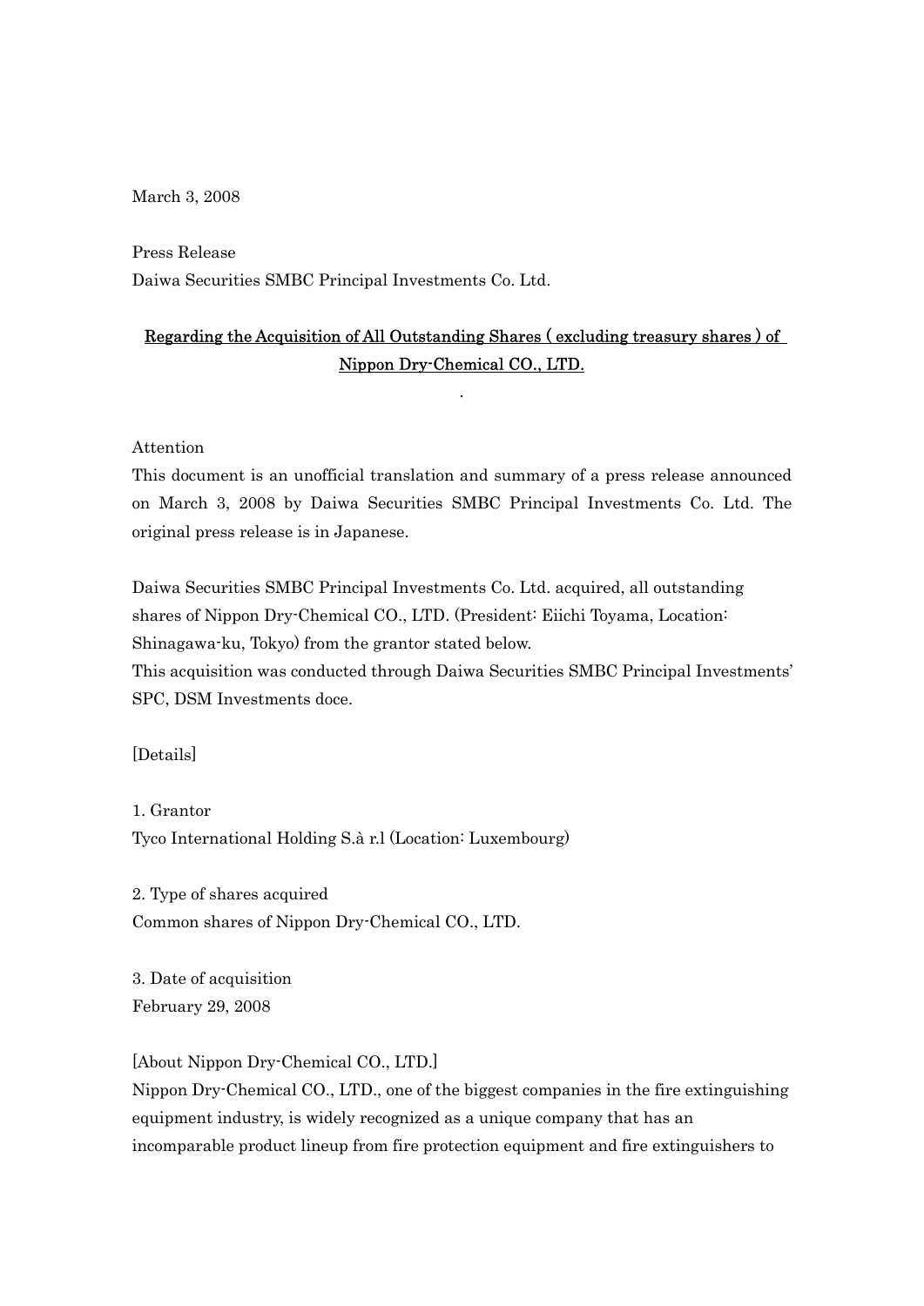March 3, 2008

Press Release

Daiwa Securities SMBC Principal Investments Co. Ltd.

# Regarding the Acquisition of All Outstanding Shares ( excluding treasury shares ) of Nippon Dry-Chemical CO., LTD.

.

Attention

This document is an unofficial translation and summary of a press release announced on March 3, 2008 by Daiwa Securities SMBC Principal Investments Co. Ltd. The original press release is in Japanese.

Daiwa Securities SMBC Principal Investments Co. Ltd. acquired, all outstanding shares of Nippon Dry-Chemical CO., LTD. (President: Eiichi Toyama, Location: Shinagawa-ku, Tokyo) from the grantor stated below.

This acquisition was conducted through Daiwa Securities SMBC Principal Investments' SPC, DSM Investments doce.

[Details]

1. Grantor

Tyco International Holding S.à r.l (Location: Luxembourg)

2. Type of shares acquired

Common shares of Nippon Dry-Chemical CO., LTD.

3. Date of acquisition

February 29, 2008

[About Nippon Dry-Chemical CO., LTD.]

Nippon Dry-Chemical CO., LTD., one of the biggest companies in the fire extinguishing equipment industry, is widely recognized as a unique company that has an incomparable product lineup from fire protection equipment and fire extinguishers to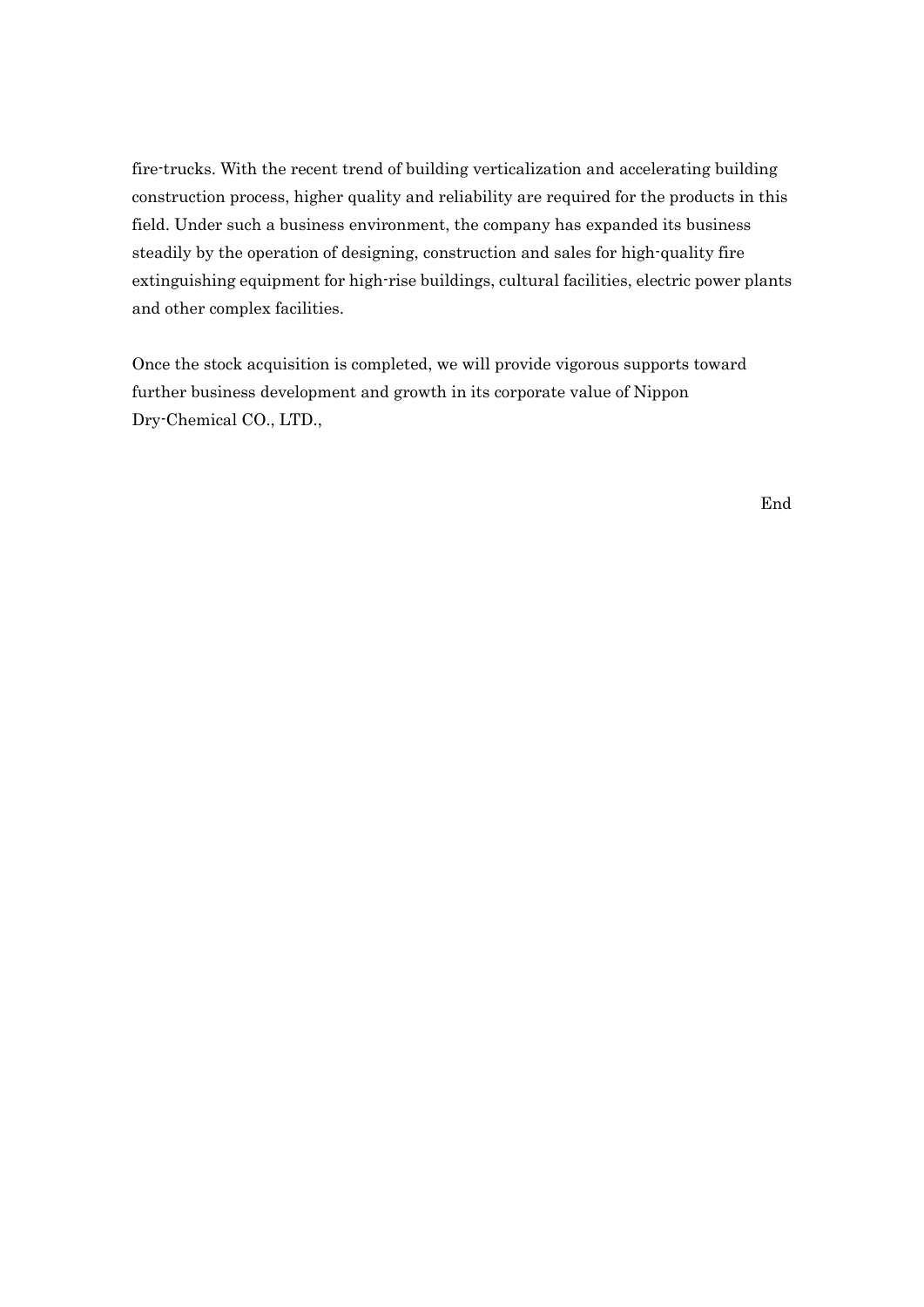fire-trucks. With the recent trend of building verticalization and accelerating building construction process, higher quality and reliability are required for the products in this field. Under such a business environment, the company has expanded its business steadily by the operation of designing, construction and sales for high-quality fire extinguishing equipment for high-rise buildings, cultural facilities, electric power plants and other complex facilities.

Once the stock acquisition is completed, we will provide vigorous supports toward further business development and growth in its corporate value of Nippon Dry-Chemical CO., LTD.,

End